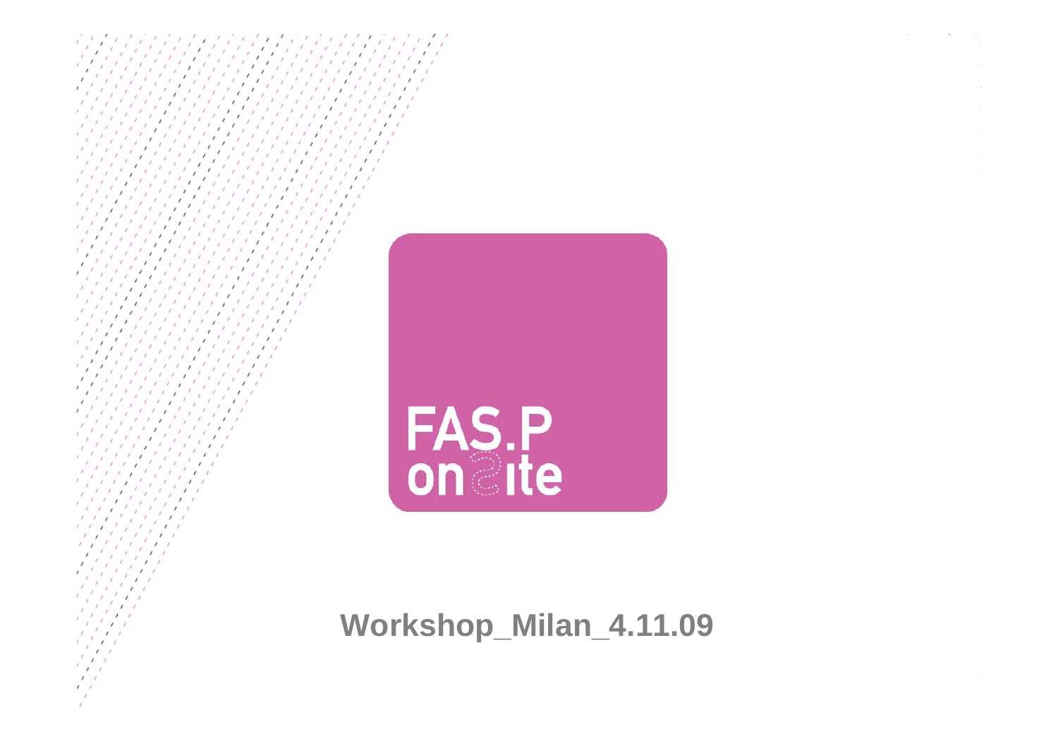FAS.P
on site

**Workshop_Milan_4.11.09**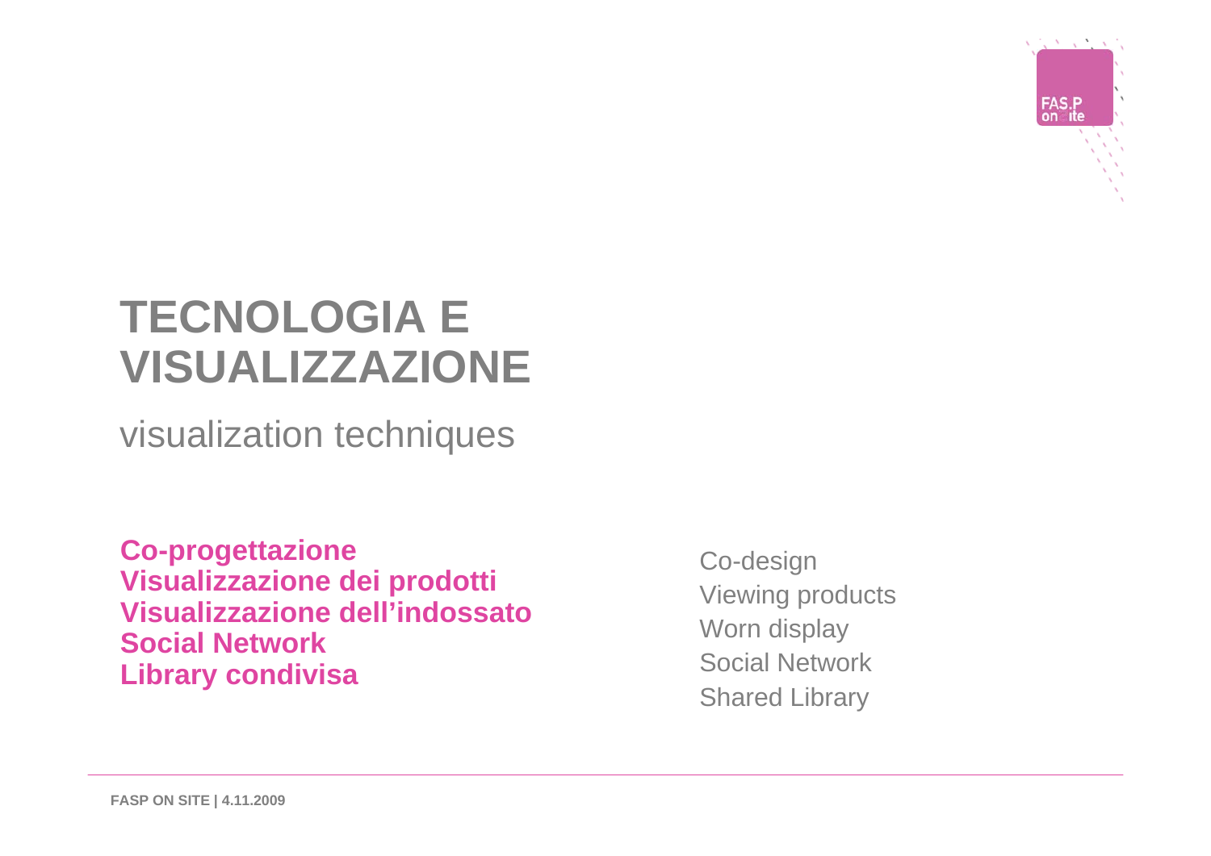# TECNOLOGIA E VISUALIZZAZIONE

visualization techniques

**Co-progettazione**
**Visualizzazione dei prodotti**
**Visualizzazione dell'indossato**
**Social Network**
**Library condivisa**

Co-design
Viewing products
Worn display
Social Network
Shared Library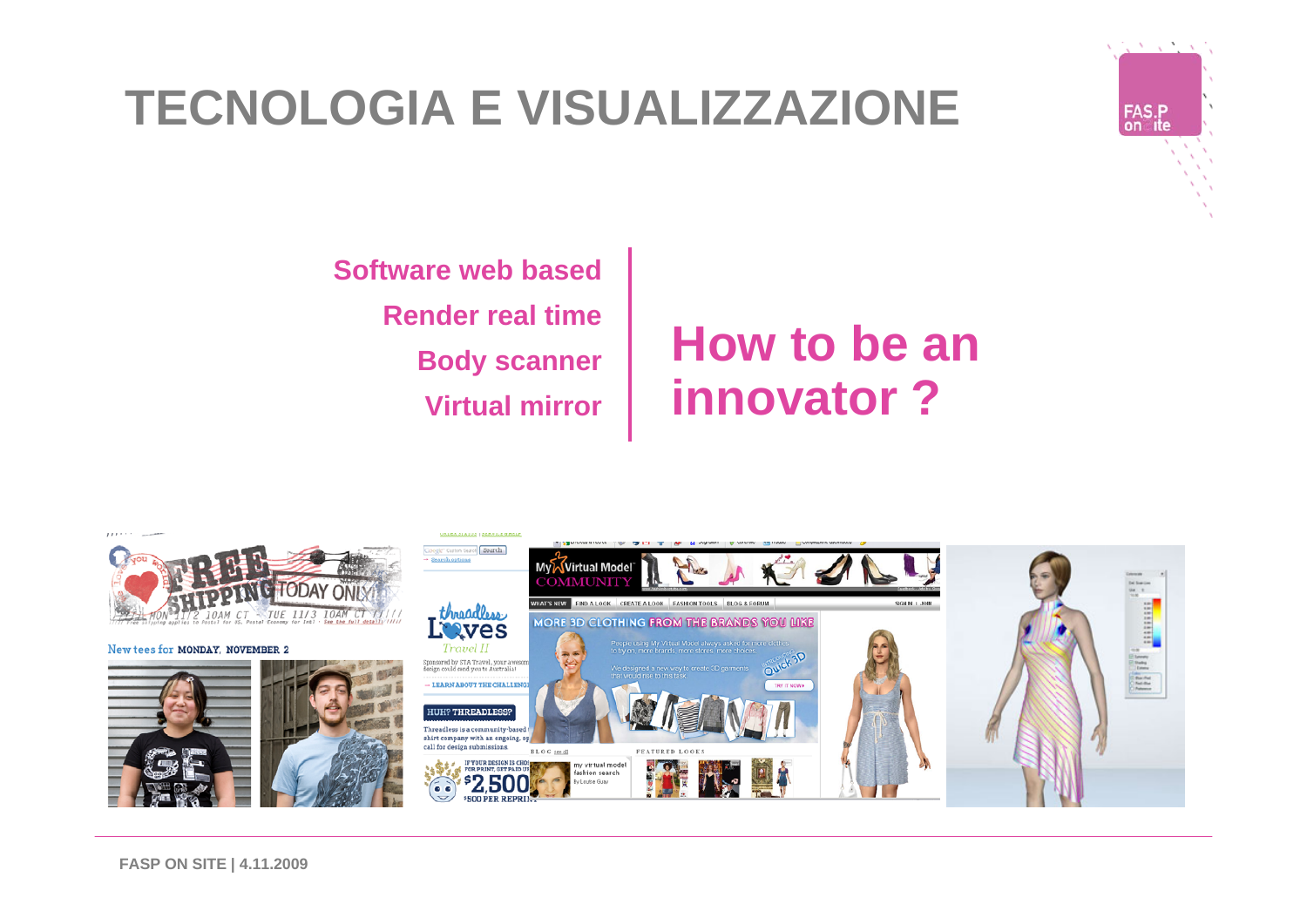# TECNOLOGIA E VISUALIZZAZIONE

**Software web based**

**Render real time**

**Body scanner**

**Virtual mirror**

## How to be an innovator ?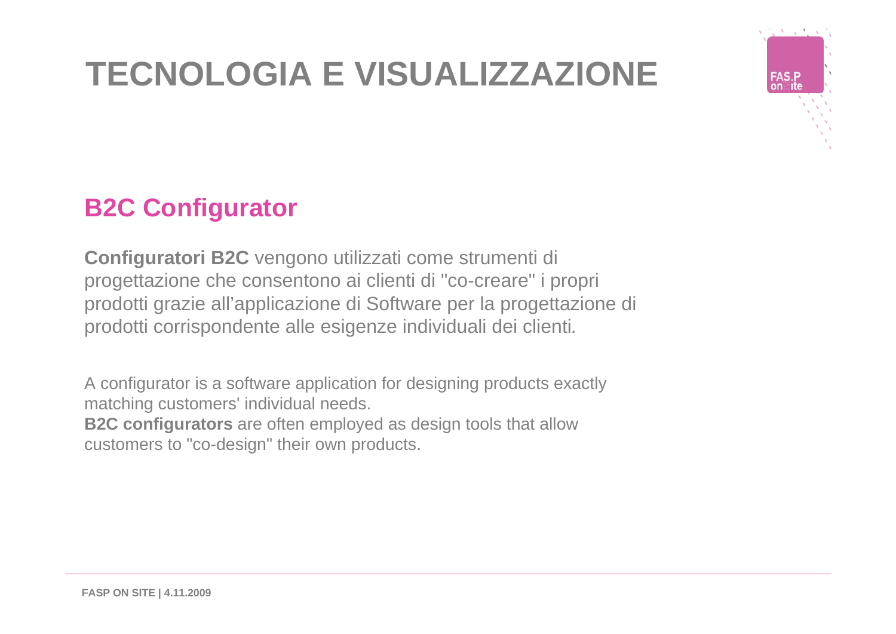# TECNOLOGIA E VISUALIZZAZIONE

## B2C Configurator

**Configuratori B2C** vengono utilizzati come strumenti di progettazione che consentono ai clienti di "co-creare" i propri prodotti grazie all'applicazione di Software per la progettazione di prodotti corrispondente alle esigenze individuali dei clienti.

A configurator is a software application for designing products exactly matching customers' individual needs.
**B2C configurators** are often employed as design tools that allow customers to "co-design" their own products.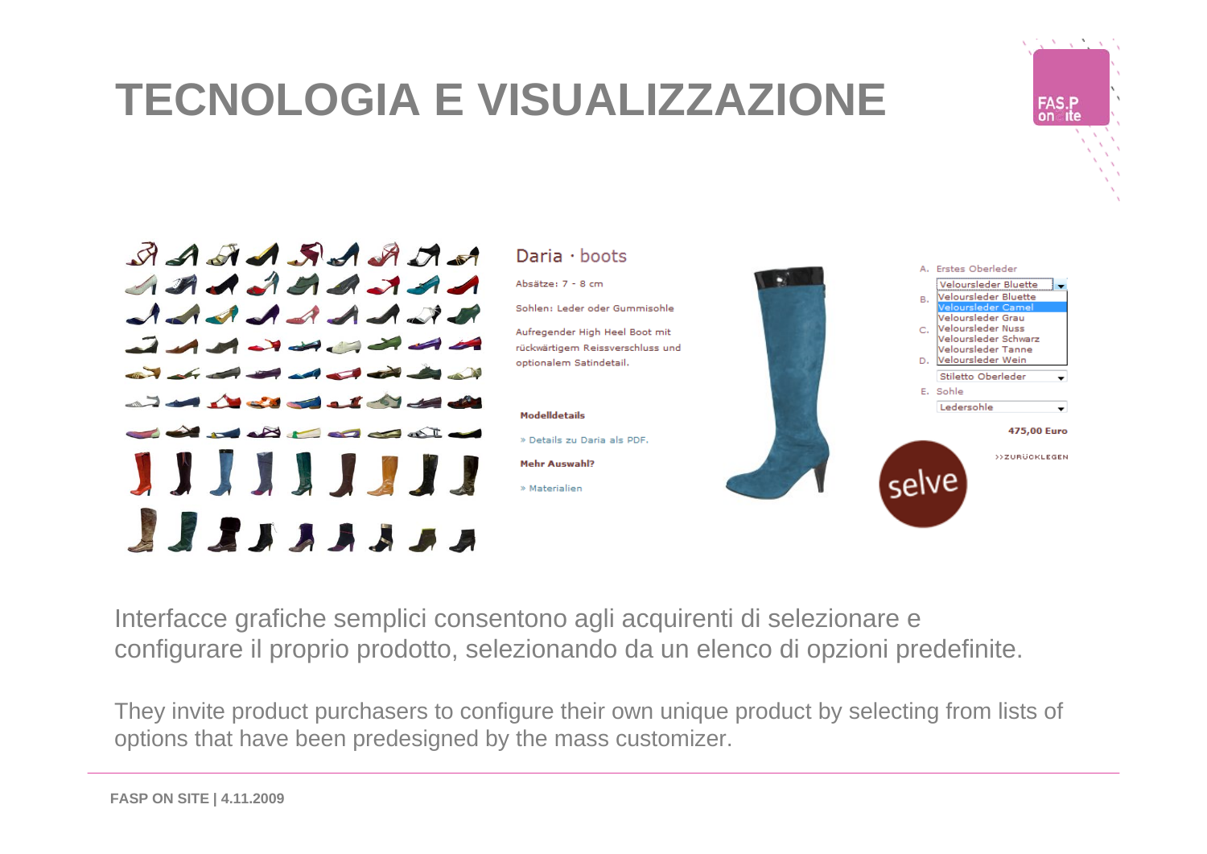# TECNOLOGIA E VISUALIZZAZIONE

Daria · boots

Absätze: 7 - 8 cm

Sohlen: Leder oder Gummisohle

Aufregender High Heel Boot mit rückwärtigem Reissverschluss und optionalem Satindetail.

**Modelldetails**

» Details zu Daria als PDF.

**Mehr Auswahl?**

» Materialien

A. Erstes Oberleder

Veloursleder Bluette

B. Veloursleder Bluette

Veloursleder Camel

Veloursleder Grau

C. Veloursleder Nuss

Veloursleder Schwarz

Veloursleder Tanne

D. Veloursleder Wein

Stiletto Oberleder

E. Sohle

Ledersohle

475,00 Euro

>>ZURÜCKLEGEN

selve

Interfacce grafiche semplici consentono agli acquirenti di selezionare e configurare il proprio prodotto, selezionando da un elenco di opzioni predefinite.

They invite product purchasers to configure their own unique product by selecting from lists of options that have been predesigned by the mass customizer.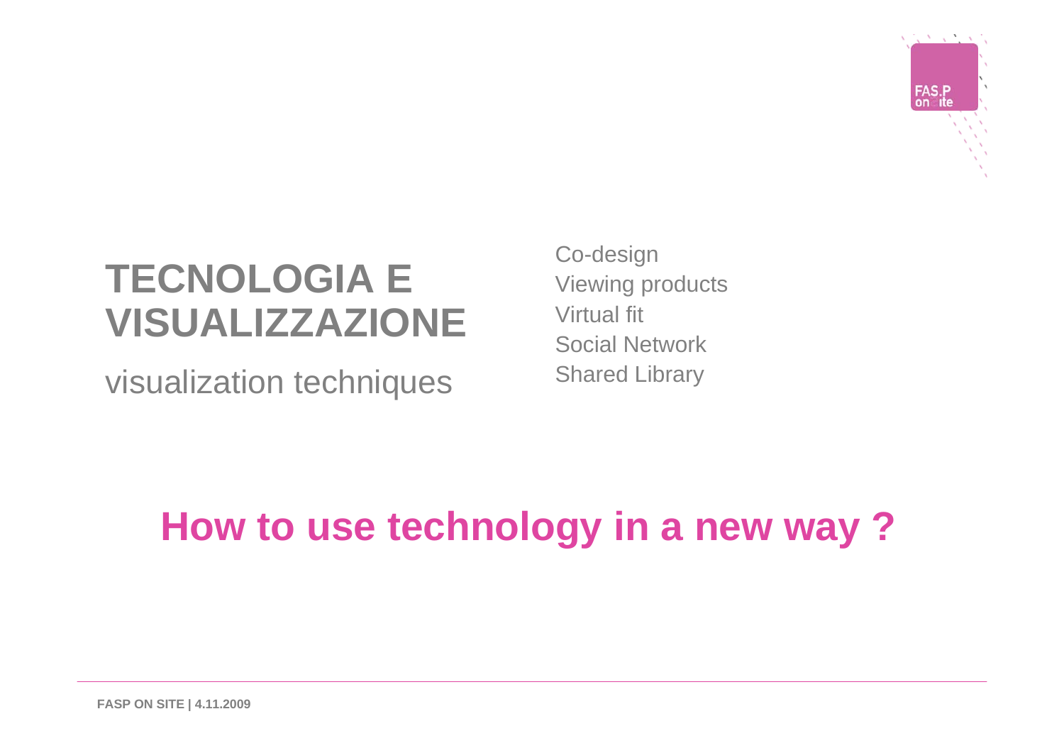# TECNOLOGIA E VISUALIZZAZIONE

visualization techniques

- Co-design
- Viewing products
- Virtual fit
- Social Network
- Shared Library

## How to use technology in a new way ?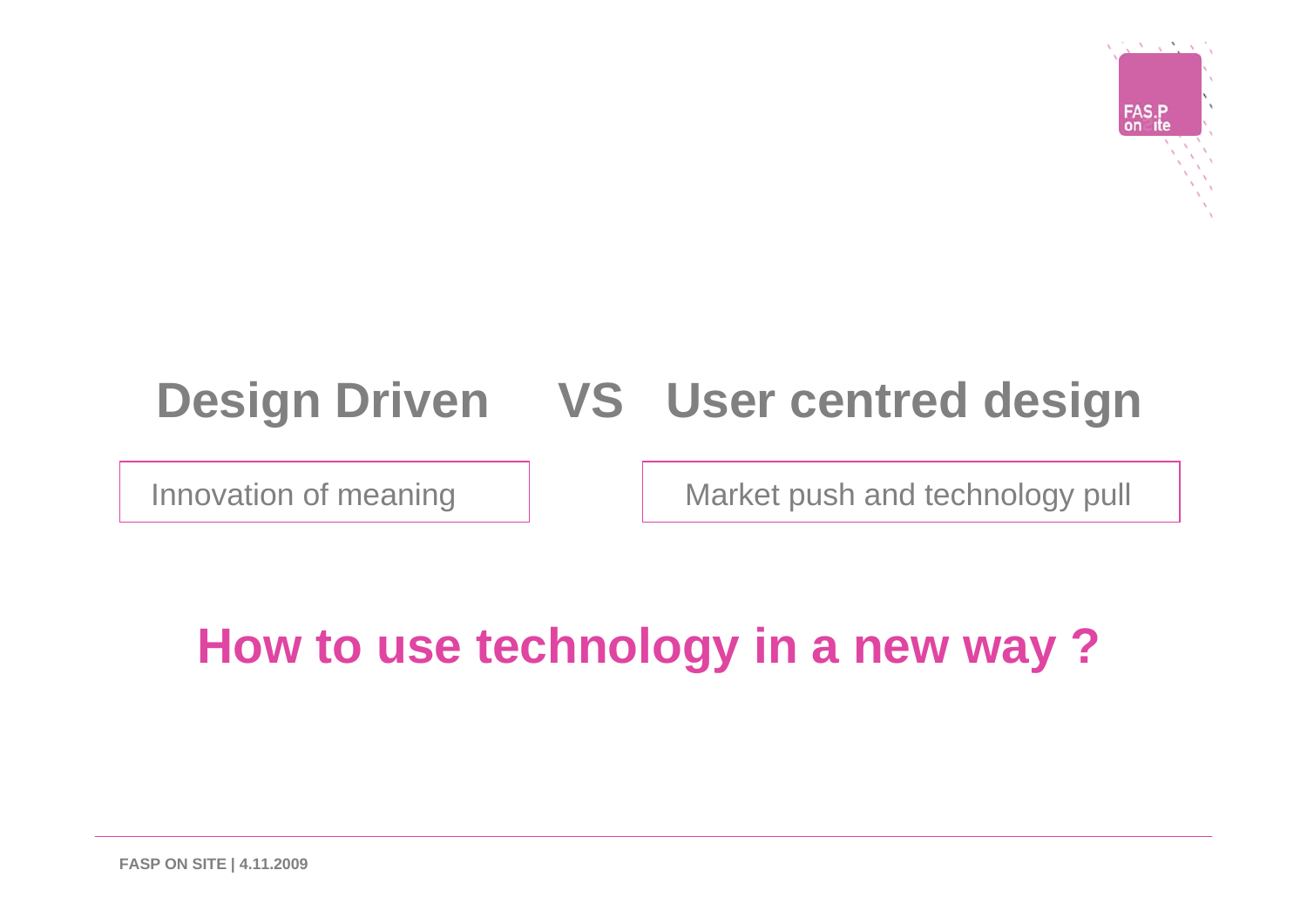# Design Driven VS User centred design

Innovation of meaning

Market push and technology pull

## How to use technology in a new way ?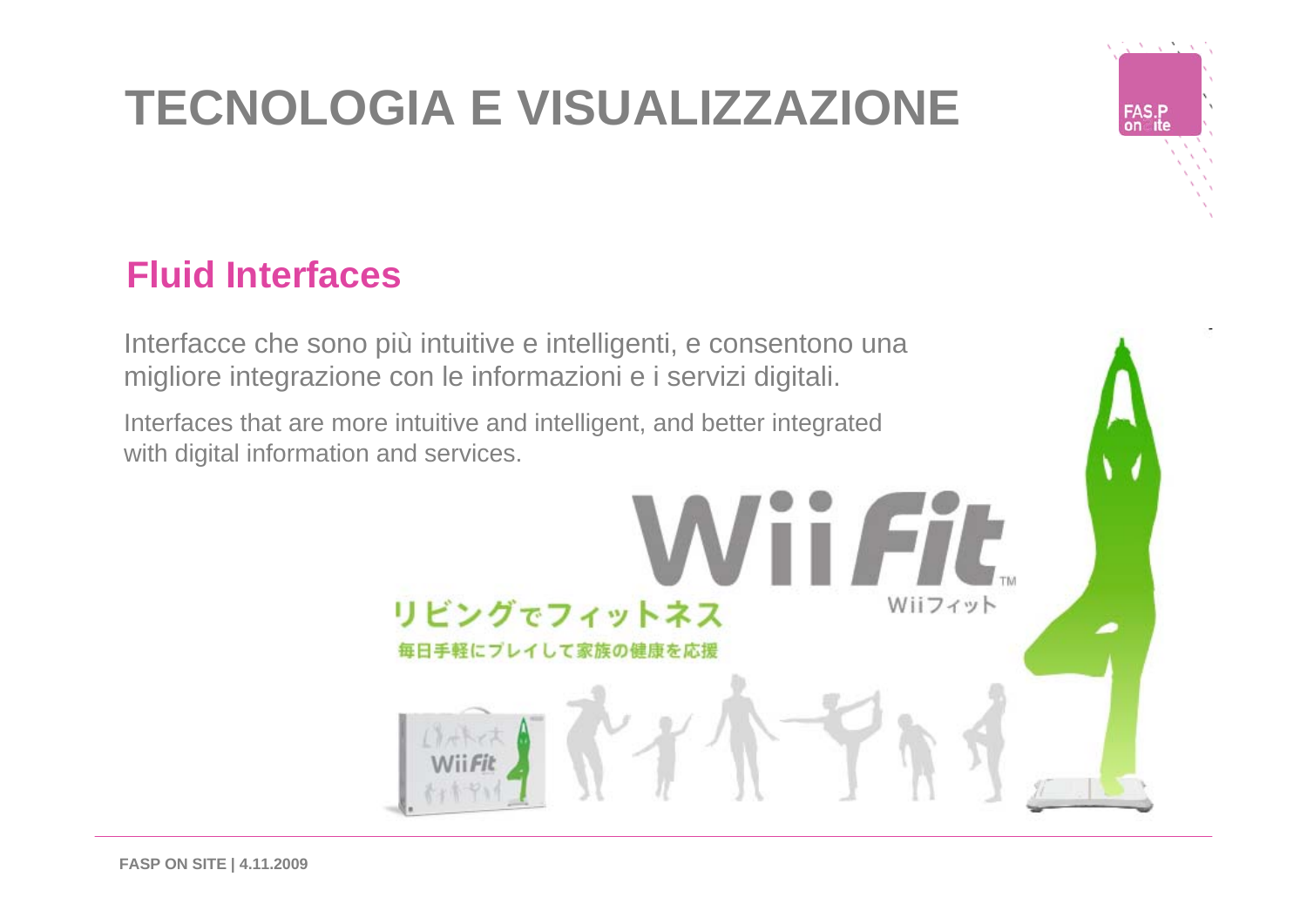# TECNOLOGIA E VISUALIZZAZIONE

## Fluid Interfaces

Interfacce che sono più intuitive e intelligenti, e consentono una migliore integrazione con le informazioni e i servizi digitali.

Interfaces that are more intuitive and intelligent, and better integrated with digital information and services.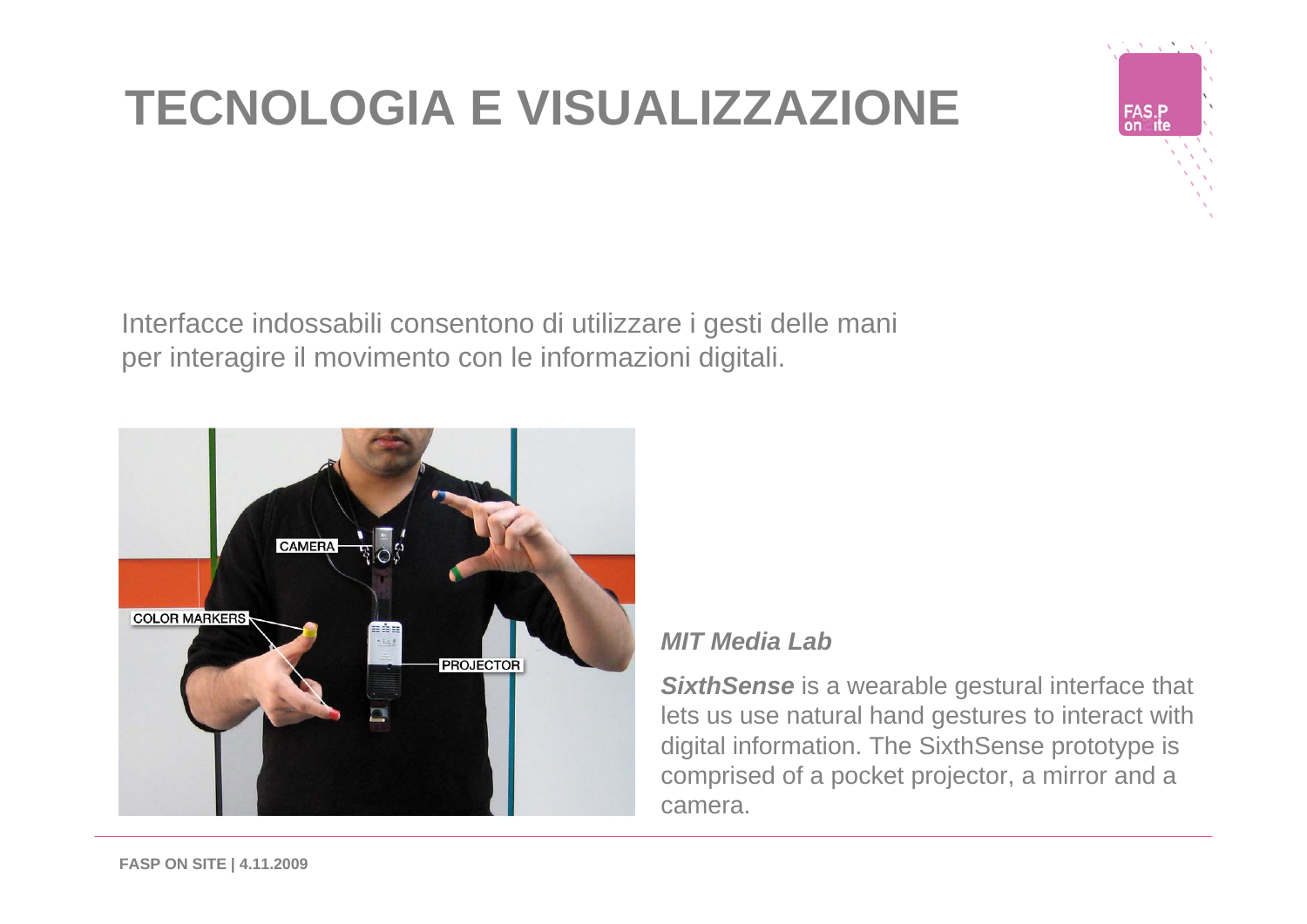# TECNOLOGIA E VISUALIZZAZIONE

Interfacce indossabili consentono di utilizzare i gesti delle mani per interagire il movimento con le informazioni digitali.

***MIT Media Lab***

***SixthSense*** is a wearable gestural interface that lets us use natural hand gestures to interact with digital information. The SixthSense prototype is comprised of a pocket projector, a mirror and a camera.